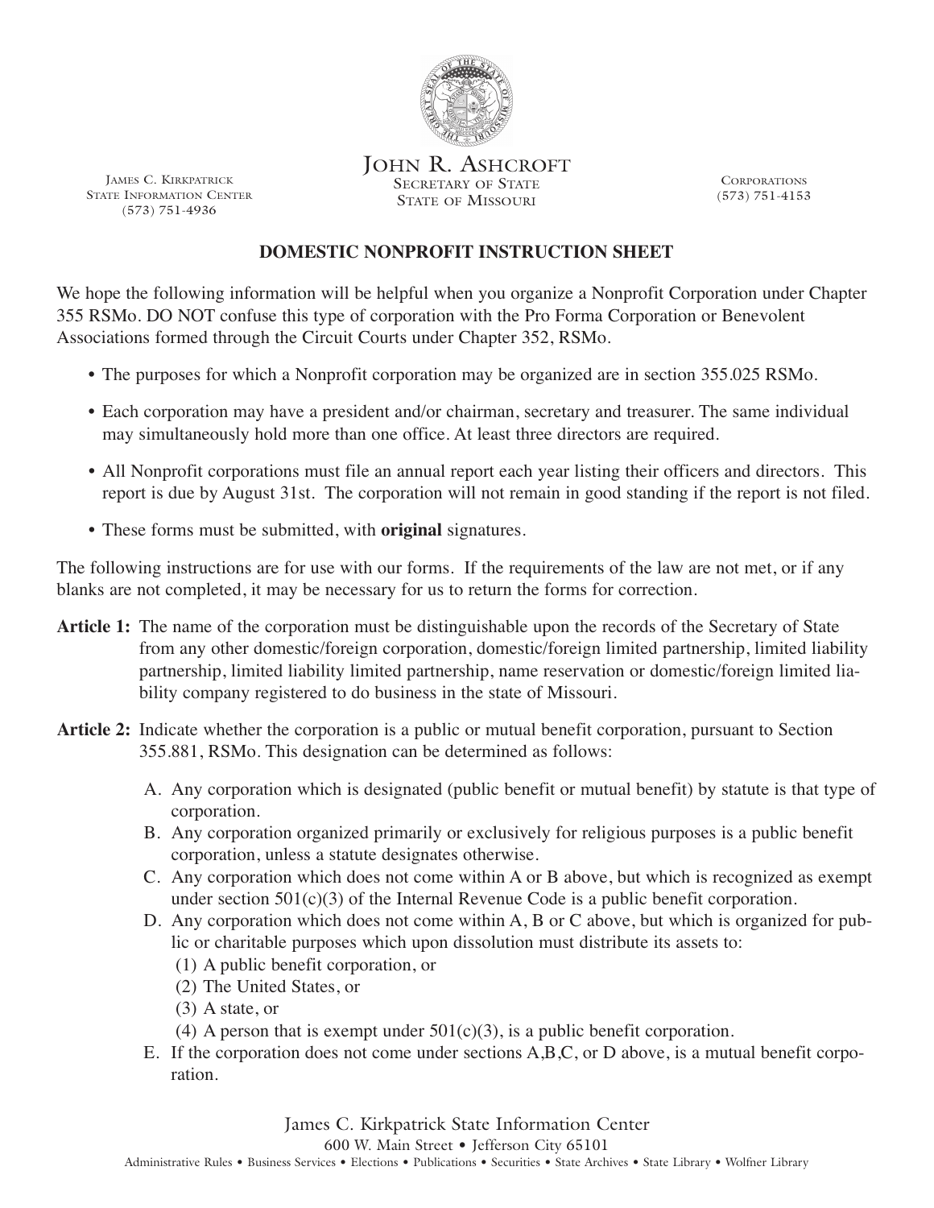John R. Ashcroft
Secretary of State
State of Missouri

James C. Kirkpatrick
State Information Center
(573) 751-4936

Corporations
(573) 751-4153

## DOMESTIC NONPROFIT INSTRUCTION SHEET

We hope the following information will be helpful when you organize a Nonprofit Corporation under Chapter 355 RSMo. DO NOT confuse this type of corporation with the Pro Forma Corporation or Benevolent Associations formed through the Circuit Courts under Chapter 352, RSMo.

- The purposes for which a Nonprofit corporation may be organized are in section 355.025 RSMo.
- Each corporation may have a president and/or chairman, secretary and treasurer. The same individual may simultaneously hold more than one office. At least three directors are required.
- All Nonprofit corporations must file an annual report each year listing their officers and directors. This report is due by August 31st. The corporation will not remain in good standing if the report is not filed.
- These forms must be submitted, with **original** signatures.

The following instructions are for use with our forms. If the requirements of the law are not met, or if any blanks are not completed, it may be necessary for us to return the forms for correction.

**Article 1:** The name of the corporation must be distinguishable upon the records of the Secretary of State from any other domestic/foreign corporation, domestic/foreign limited partnership, limited liability partnership, limited liability limited partnership, name reservation or domestic/foreign limited liability company registered to do business in the state of Missouri.

**Article 2:** Indicate whether the corporation is a public or mutual benefit corporation, pursuant to Section 355.881, RSMo. This designation can be determined as follows:

A. Any corporation which is designated (public benefit or mutual benefit) by statute is that type of corporation.
B. Any corporation organized primarily or exclusively for religious purposes is a public benefit corporation, unless a statute designates otherwise.
C. Any corporation which does not come within A or B above, but which is recognized as exempt under section 501(c)(3) of the Internal Revenue Code is a public benefit corporation.
D. Any corporation which does not come within A, B or C above, but which is organized for public or charitable purposes which upon dissolution must distribute its assets to:
   (1) A public benefit corporation, or
   (2) The United States, or
   (3) A state, or
   (4) A person that is exempt under 501(c)(3), is a public benefit corporation.
E. If the corporation does not come under sections A,B,C, or D above, is a mutual benefit corporation.

James C. Kirkpatrick State Information Center
600 W. Main Street • Jefferson City 65101
Administrative Rules • Business Services • Elections • Publications • Securities • State Archives • State Library • Wolfner Library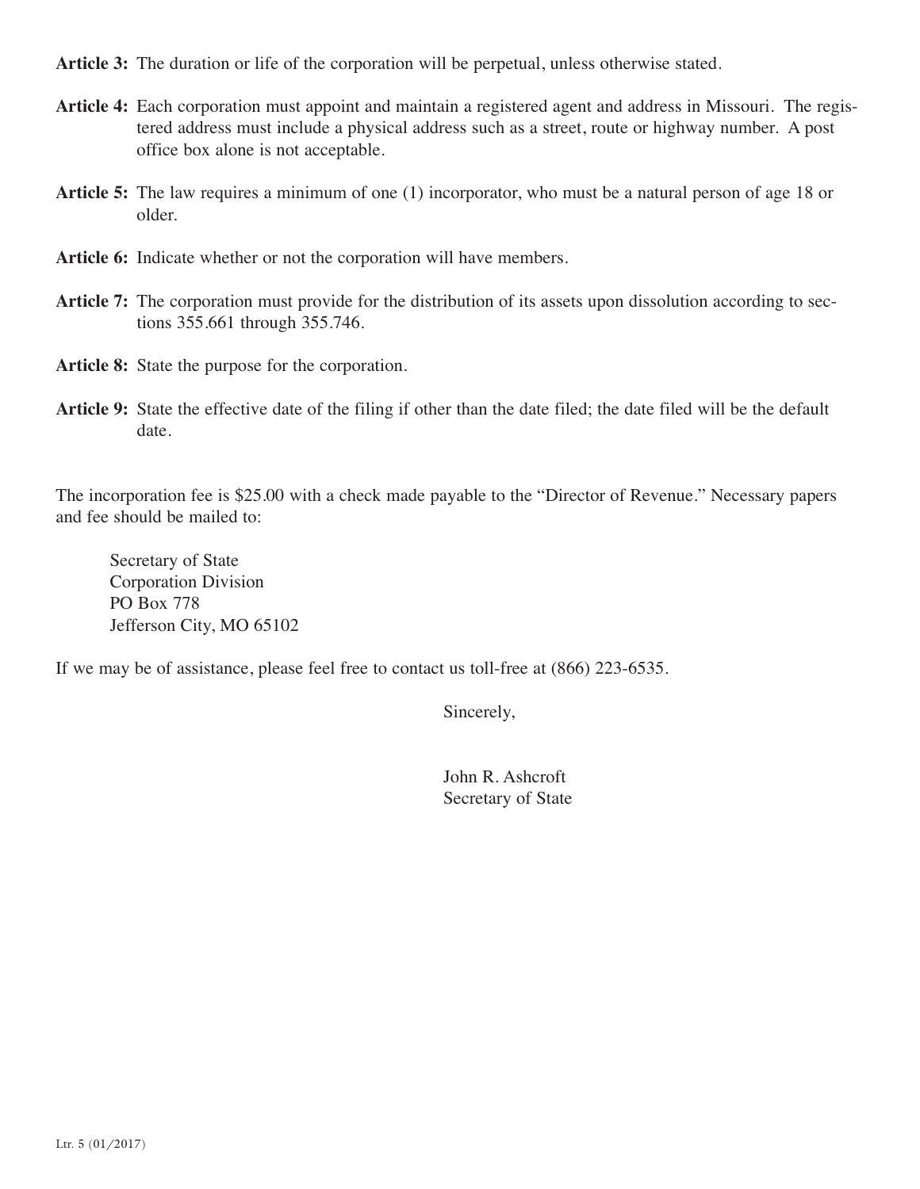**Article 3:** The duration or life of the corporation will be perpetual, unless otherwise stated.

**Article 4:** Each corporation must appoint and maintain a registered agent and address in Missouri. The registered address must include a physical address such as a street, route or highway number. A post office box alone is not acceptable.

**Article 5:** The law requires a minimum of one (1) incorporator, who must be a natural person of age 18 or older.

**Article 6:** Indicate whether or not the corporation will have members.

**Article 7:** The corporation must provide for the distribution of its assets upon dissolution according to sections 355.661 through 355.746.

**Article 8:** State the purpose for the corporation.

**Article 9:** State the effective date of the filing if other than the date filed; the date filed will be the default date.

The incorporation fee is $25.00 with a check made payable to the "Director of Revenue." Necessary papers and fee should be mailed to:

Secretary of State
Corporation Division
PO Box 778
Jefferson City, MO 65102

If we may be of assistance, please feel free to contact us toll-free at (866) 223-6535.

Sincerely,

John R. Ashcroft
Secretary of State

Ltr. 5 (01/2017)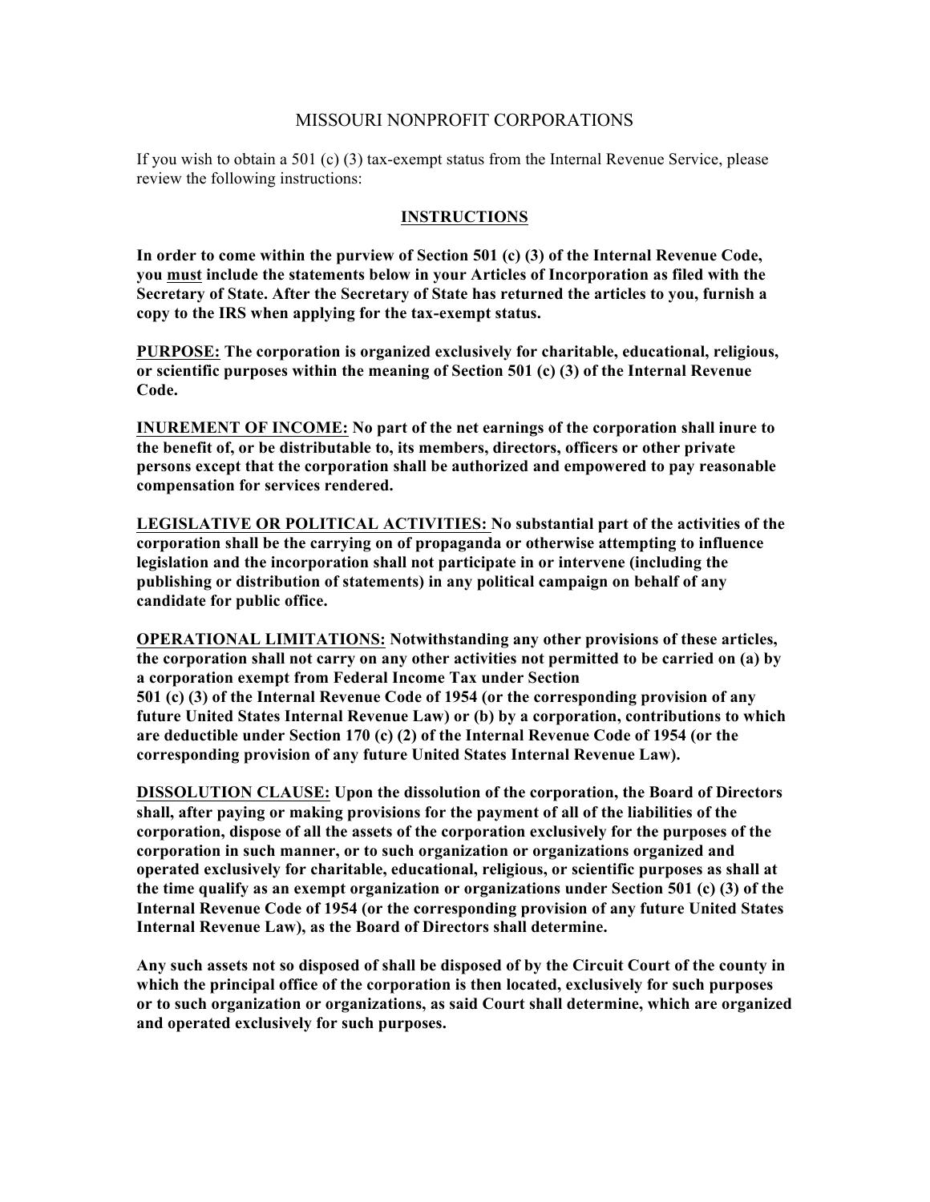# MISSOURI NONPROFIT CORPORATIONS

If you wish to obtain a 501 (c) (3) tax-exempt status from the Internal Revenue Service, please review the following instructions:

## INSTRUCTIONS

**In order to come within the purview of Section 501 (c) (3) of the Internal Revenue Code, you must include the statements below in your Articles of Incorporation as filed with the Secretary of State. After the Secretary of State has returned the articles to you, furnish a copy to the IRS when applying for the tax-exempt status.**

**PURPOSE: The corporation is organized exclusively for charitable, educational, religious, or scientific purposes within the meaning of Section 501 (c) (3) of the Internal Revenue Code.**

**INUREMENT OF INCOME: No part of the net earnings of the corporation shall inure to the benefit of, or be distributable to, its members, directors, officers or other private persons except that the corporation shall be authorized and empowered to pay reasonable compensation for services rendered.**

**LEGISLATIVE OR POLITICAL ACTIVITIES: No substantial part of the activities of the corporation shall be the carrying on of propaganda or otherwise attempting to influence legislation and the incorporation shall not participate in or intervene (including the publishing or distribution of statements) in any political campaign on behalf of any candidate for public office.**

**OPERATIONAL LIMITATIONS: Notwithstanding any other provisions of these articles, the corporation shall not carry on any other activities not permitted to be carried on (a) by a corporation exempt from Federal Income Tax under Section 501 (c) (3) of the Internal Revenue Code of 1954 (or the corresponding provision of any future United States Internal Revenue Law) or (b) by a corporation, contributions to which are deductible under Section 170 (c) (2) of the Internal Revenue Code of 1954 (or the corresponding provision of any future United States Internal Revenue Law).**

**DISSOLUTION CLAUSE: Upon the dissolution of the corporation, the Board of Directors shall, after paying or making provisions for the payment of all of the liabilities of the corporation, dispose of all the assets of the corporation exclusively for the purposes of the corporation in such manner, or to such organization or organizations organized and operated exclusively for charitable, educational, religious, or scientific purposes as shall at the time qualify as an exempt organization or organizations under Section 501 (c) (3) of the Internal Revenue Code of 1954 (or the corresponding provision of any future United States Internal Revenue Law), as the Board of Directors shall determine.**

**Any such assets not so disposed of shall be disposed of by the Circuit Court of the county in which the principal office of the corporation is then located, exclusively for such purposes or to such organization or organizations, as said Court shall determine, which are organized and operated exclusively for such purposes.**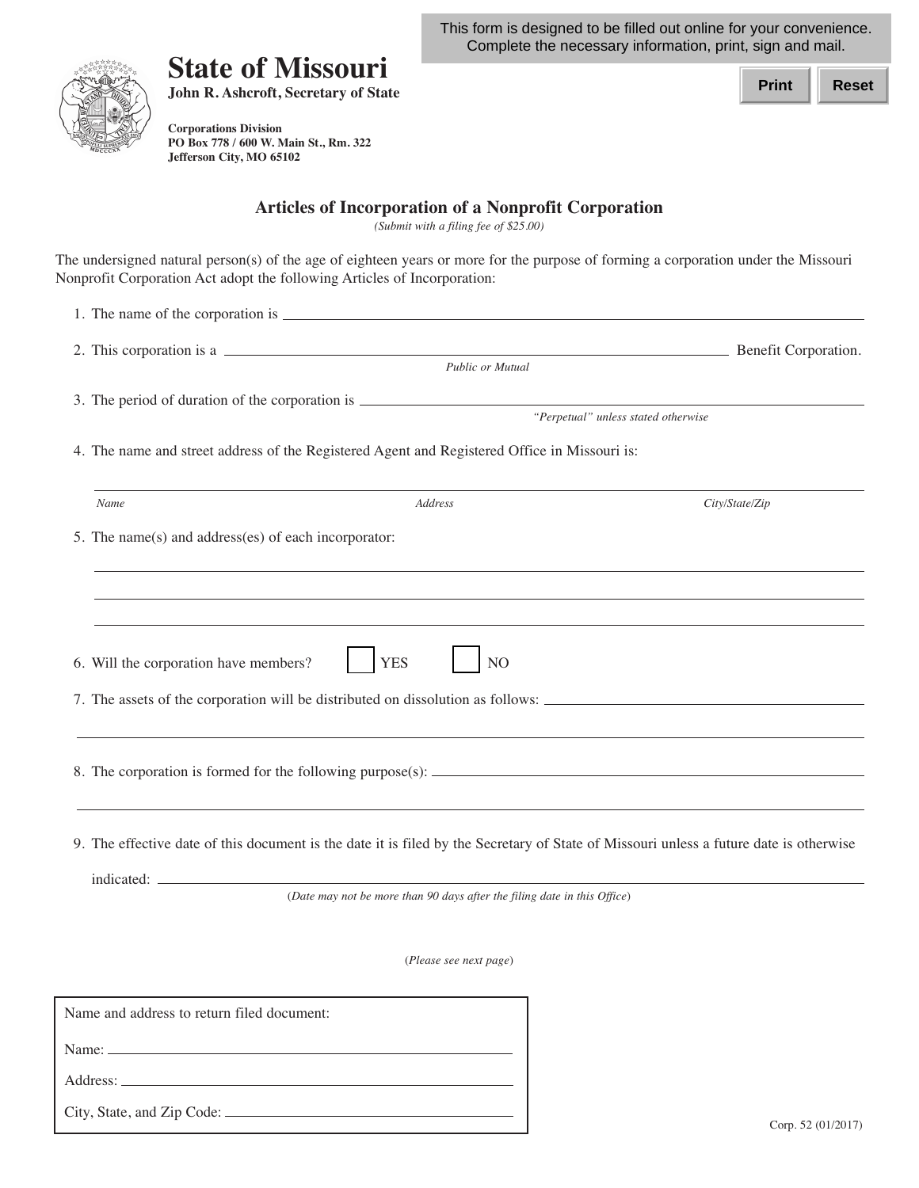This form is designed to be filled out online for your convenience. Complete the necessary information, print, sign and mail.

Print Reset

# State of Missouri

**John R. Ashcroft, Secretary of State**

**Corporations Division**
**PO Box 778 / 600 W. Main St., Rm. 322**
**Jefferson City, MO 65102**

## Articles of Incorporation of a Nonprofit Corporation

*(Submit with a filing fee of $25.00)*

The undersigned natural person(s) of the age of eighteen years or more for the purpose of forming a corporation under the Missouri Nonprofit Corporation Act adopt the following Articles of Incorporation:

1. The name of the corporation is ______________________________

2. This corporation is a ______________________________ Benefit Corporation.
   *Public or Mutual*

3. The period of duration of the corporation is ______________________________
   *"Perpetual" unless stated otherwise*

4. The name and street address of the Registered Agent and Registered Office in Missouri is:

   ______________________________
   *Name* *Address* *City/State/Zip*

5. The name(s) and address(es) of each incorporator:

   ______________________________
   ______________________________
   ______________________________

6. Will the corporation have members? ☐ YES ☐ NO

7. The assets of the corporation will be distributed on dissolution as follows: ______________________________
   ______________________________

8. The corporation is formed for the following purpose(s): ______________________________
   ______________________________

9. The effective date of this document is the date it is filed by the Secretary of State of Missouri unless a future date is otherwise indicated: ______________________________
   (*Date may not be more than 90 days after the filing date in this Office*)

(*Please see next page*)

Name and address to return filed document:

Name: ______________________________

Address: ______________________________

City, State, and Zip Code: ______________________________

Corp. 52 (01/2017)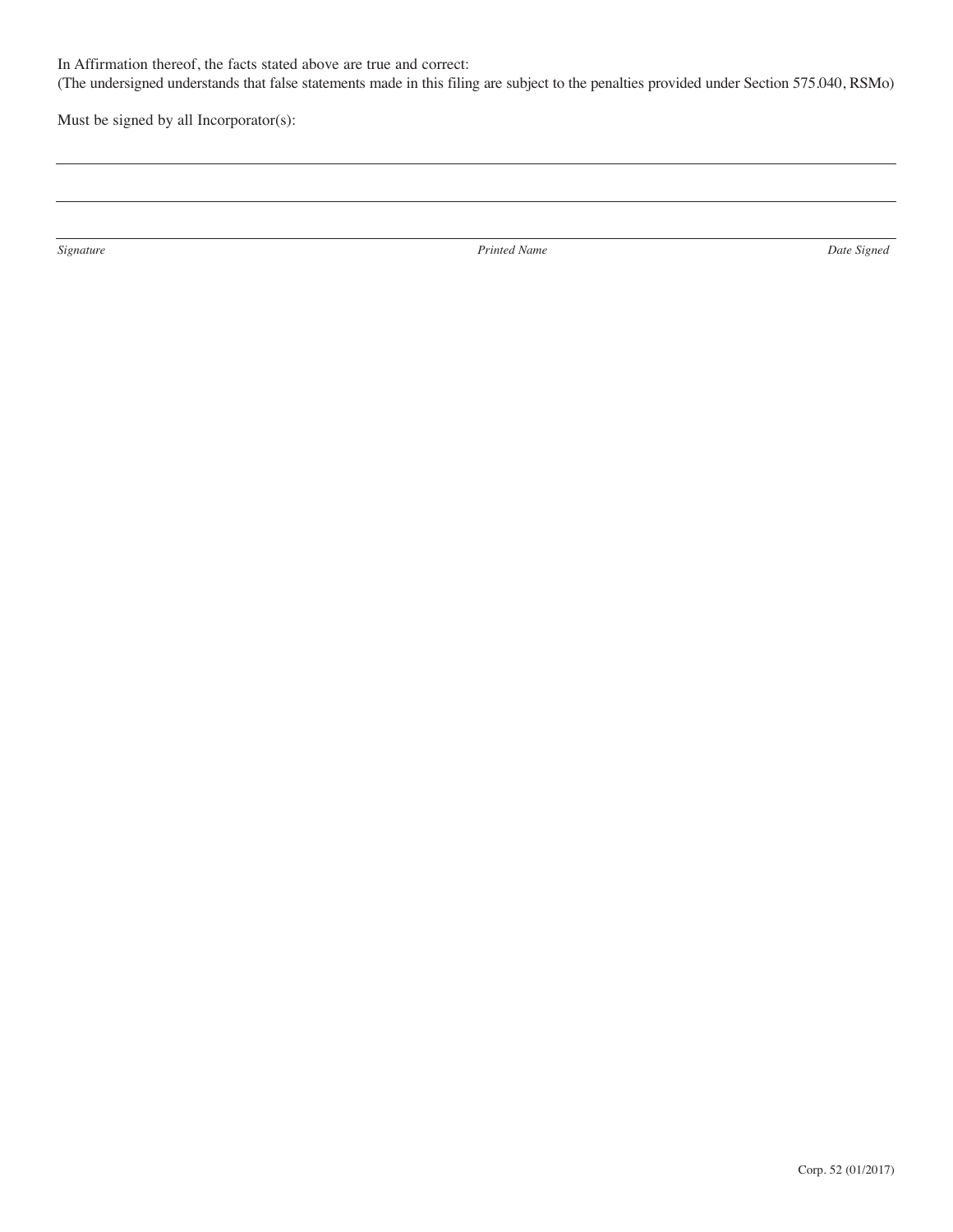In Affirmation thereof, the facts stated above are true and correct:
(The undersigned understands that false statements made in this filing are subject to the penalties provided under Section 575.040, RSMo)

Must be signed by all Incorporator(s):

______________________________________________________________________

______________________________________________________________________

______________________________________________________________________

*Signature* *Printed Name* *Date Signed*

Corp. 52 (01/2017)